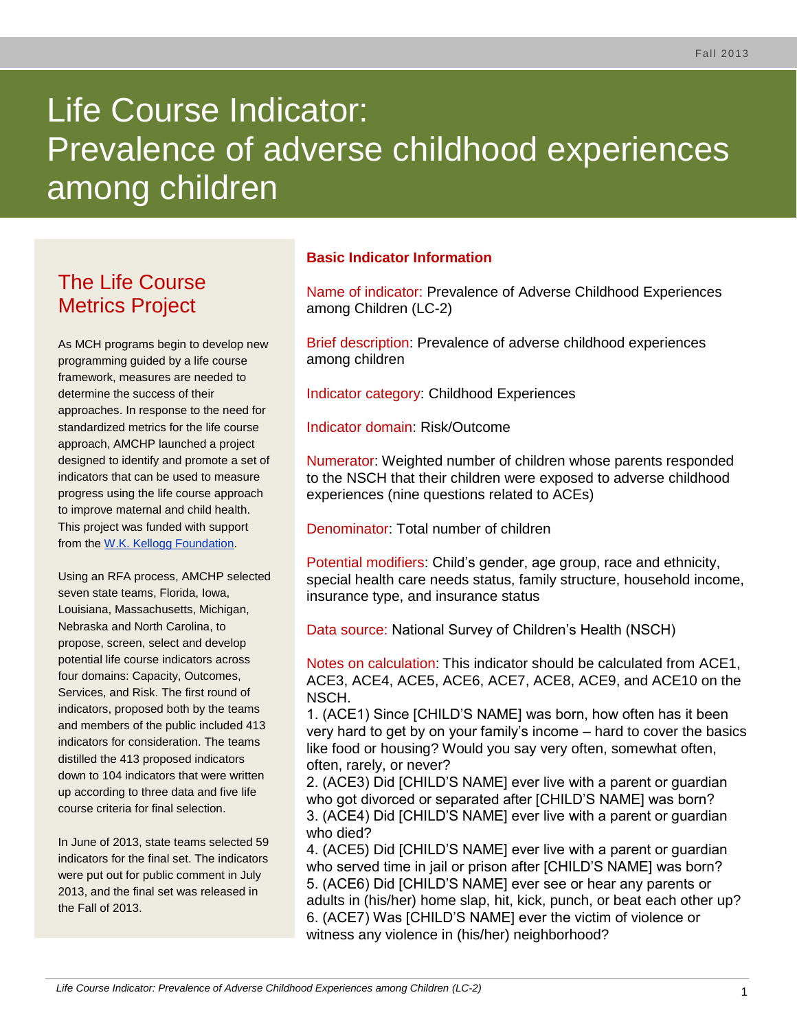# Life Course Indicator: Prevalence of adverse childhood experiences among children

## The Life Course Metrics Project

As MCH programs begin to develop new programming guided by a life course framework, measures are needed to determine the success of their approaches. In response to the need for standardized metrics for the life course approach, AMCHP launched a project designed to identify and promote a set of indicators that can be used to measure progress using the life course approach to improve maternal and child health. This project was funded with support from the W.K. Kellogg Foundation.

Using an RFA process, AMCHP selected seven state teams, Florida, Iowa, Louisiana, Massachusetts, Michigan, Nebraska and North Carolina, to propose, screen, select and develop potential life course indicators across four domains: Capacity, Outcomes, Services, and Risk. The first round of indicators, proposed both by the teams and members of the public included 413 indicators for consideration. The teams distilled the 413 proposed indicators down to 104 indicators that were written up according to three data and five life course criteria for final selection.

In June of 2013, state teams selected 59 indicators for the final set. The indicators were put out for public comment in July 2013, and the final set was released in the Fall of 2013.

### Basic Indicator Information

Name of indicator: Prevalence of Adverse Childhood Experiences among Children (LC-2)

Brief description: Prevalence of adverse childhood experiences among children

Indicator category: Childhood Experiences

Indicator domain: Risk/Outcome

Numerator: Weighted number of children whose parents responded to the NSCH that their children were exposed to adverse childhood experiences (nine questions related to ACEs)

Denominator: Total number of children

Potential modifiers: Child's gender, age group, race and ethnicity, special health care needs status, family structure, household income, insurance type, and insurance status

Data source: National Survey of Children's Health (NSCH)

Notes on calculation: This indicator should be calculated from ACE1, ACE3, ACE4, ACE5, ACE6, ACE7, ACE8, ACE9, and ACE10 on the NSCH.

1. (ACE1) Since [CHILD'S NAME] was born, how often has it been very hard to get by on your family's income – hard to cover the basics like food or housing? Would you say very often, somewhat often, often, rarely, or never?
2. (ACE3) Did [CHILD'S NAME] ever live with a parent or guardian who got divorced or separated after [CHILD'S NAME] was born?
3. (ACE4) Did [CHILD'S NAME] ever live with a parent or guardian who died?
4. (ACE5) Did [CHILD'S NAME] ever live with a parent or guardian who served time in jail or prison after [CHILD'S NAME] was born?
5. (ACE6) Did [CHILD'S NAME] ever see or hear any parents or adults in (his/her) home slap, hit, kick, punch, or beat each other up?
6. (ACE7) Was [CHILD'S NAME] ever the victim of violence or witness any violence in (his/her) neighborhood?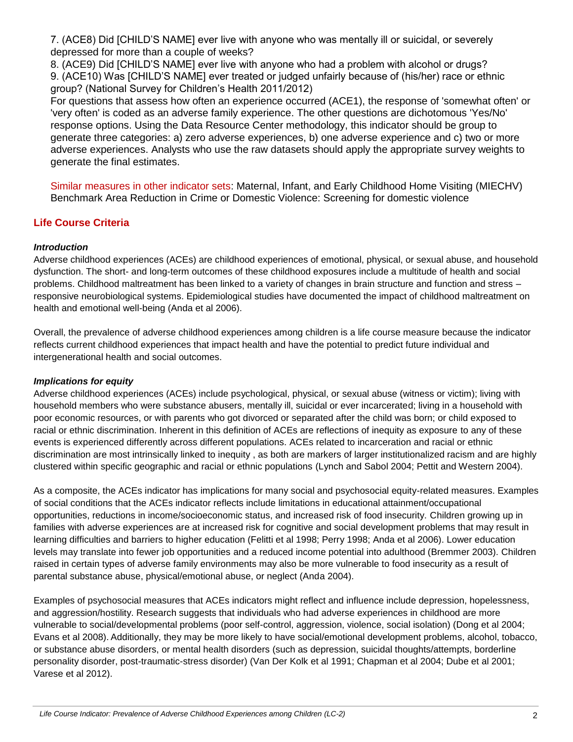7. (ACE8) Did [CHILD'S NAME] ever live with anyone who was mentally ill or suicidal, or severely depressed for more than a couple of weeks?
8. (ACE9) Did [CHILD'S NAME] ever live with anyone who had a problem with alcohol or drugs?
9. (ACE10) Was [CHILD'S NAME] ever treated or judged unfairly because of (his/her) race or ethnic group? (National Survey for Children's Health 2011/2012)

For questions that assess how often an experience occurred (ACE1), the response of 'somewhat often' or 'very often' is coded as an adverse family experience. The other questions are dichotomous 'Yes/No' response options. Using the Data Resource Center methodology, this indicator should be group to generate three categories: a) zero adverse experiences, b) one adverse experience and c) two or more adverse experiences. Analysts who use the raw datasets should apply the appropriate survey weights to generate the final estimates.

Similar measures in other indicator sets: Maternal, Infant, and Early Childhood Home Visiting (MIECHV) Benchmark Area Reduction in Crime or Domestic Violence: Screening for domestic violence

## Life Course Criteria

***Introduction***

Adverse childhood experiences (ACEs) are childhood experiences of emotional, physical, or sexual abuse, and household dysfunction. The short- and long-term outcomes of these childhood exposures include a multitude of health and social problems. Childhood maltreatment has been linked to a variety of changes in brain structure and function and stress – responsive neurobiological systems. Epidemiological studies have documented the impact of childhood maltreatment on health and emotional well-being (Anda et al 2006).

Overall, the prevalence of adverse childhood experiences among children is a life course measure because the indicator reflects current childhood experiences that impact health and have the potential to predict future individual and intergenerational health and social outcomes.

***Implications for equity***

Adverse childhood experiences (ACEs) include psychological, physical, or sexual abuse (witness or victim); living with household members who were substance abusers, mentally ill, suicidal or ever incarcerated; living in a household with poor economic resources, or with parents who got divorced or separated after the child was born; or child exposed to racial or ethnic discrimination. Inherent in this definition of ACEs are reflections of inequity as exposure to any of these events is experienced differently across different populations. ACEs related to incarceration and racial or ethnic discrimination are most intrinsically linked to inequity , as both are markers of larger institutionalized racism and are highly clustered within specific geographic and racial or ethnic populations (Lynch and Sabol 2004; Pettit and Western 2004).

As a composite, the ACEs indicator has implications for many social and psychosocial equity-related measures. Examples of social conditions that the ACEs indicator reflects include limitations in educational attainment/occupational opportunities, reductions in income/socioeconomic status, and increased risk of food insecurity. Children growing up in families with adverse experiences are at increased risk for cognitive and social development problems that may result in learning difficulties and barriers to higher education (Felitti et al 1998; Perry 1998; Anda et al 2006). Lower education levels may translate into fewer job opportunities and a reduced income potential into adulthood (Bremmer 2003). Children raised in certain types of adverse family environments may also be more vulnerable to food insecurity as a result of parental substance abuse, physical/emotional abuse, or neglect (Anda 2004).

Examples of psychosocial measures that ACEs indicators might reflect and influence include depression, hopelessness, and aggression/hostility. Research suggests that individuals who had adverse experiences in childhood are more vulnerable to social/developmental problems (poor self-control, aggression, violence, social isolation) (Dong et al 2004; Evans et al 2008). Additionally, they may be more likely to have social/emotional development problems, alcohol, tobacco, or substance abuse disorders, or mental health disorders (such as depression, suicidal thoughts/attempts, borderline personality disorder, post-traumatic-stress disorder) (Van Der Kolk et al 1991; Chapman et al 2004; Dube et al 2001; Varese et al 2012).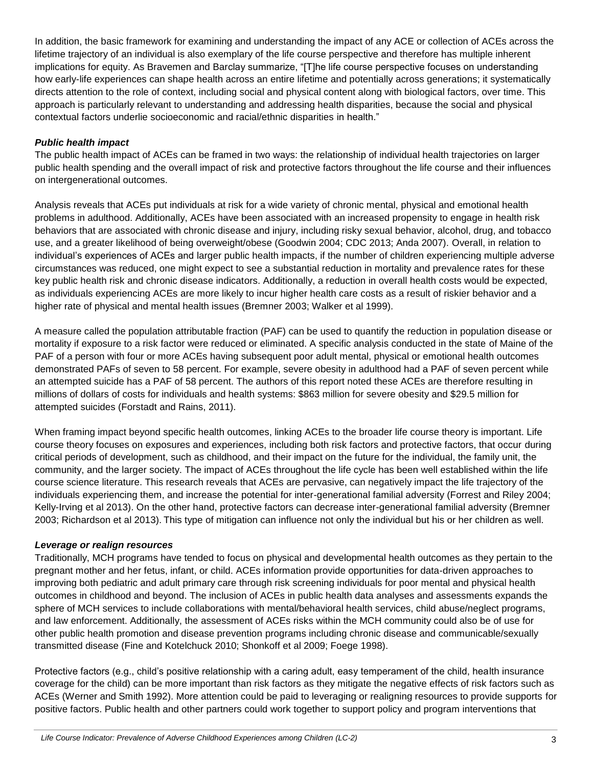In addition, the basic framework for examining and understanding the impact of any ACE or collection of ACEs across the lifetime trajectory of an individual is also exemplary of the life course perspective and therefore has multiple inherent implications for equity. As Bravemen and Barclay summarize, "[T]he life course perspective focuses on understanding how early-life experiences can shape health across an entire lifetime and potentially across generations; it systematically directs attention to the role of context, including social and physical content along with biological factors, over time. This approach is particularly relevant to understanding and addressing health disparities, because the social and physical contextual factors underlie socioeconomic and racial/ethnic disparities in health."

***Public health impact***

The public health impact of ACEs can be framed in two ways: the relationship of individual health trajectories on larger public health spending and the overall impact of risk and protective factors throughout the life course and their influences on intergenerational outcomes.

Analysis reveals that ACEs put individuals at risk for a wide variety of chronic mental, physical and emotional health problems in adulthood. Additionally, ACEs have been associated with an increased propensity to engage in health risk behaviors that are associated with chronic disease and injury, including risky sexual behavior, alcohol, drug, and tobacco use, and a greater likelihood of being overweight/obese (Goodwin 2004; CDC 2013; Anda 2007). Overall, in relation to individual's experiences of ACEs and larger public health impacts, if the number of children experiencing multiple adverse circumstances was reduced, one might expect to see a substantial reduction in mortality and prevalence rates for these key public health risk and chronic disease indicators. Additionally, a reduction in overall health costs would be expected, as individuals experiencing ACEs are more likely to incur higher health care costs as a result of riskier behavior and a higher rate of physical and mental health issues (Bremner 2003; Walker et al 1999).

A measure called the population attributable fraction (PAF) can be used to quantify the reduction in population disease or mortality if exposure to a risk factor were reduced or eliminated. A specific analysis conducted in the state of Maine of the PAF of a person with four or more ACEs having subsequent poor adult mental, physical or emotional health outcomes demonstrated PAFs of seven to 58 percent. For example, severe obesity in adulthood had a PAF of seven percent while an attempted suicide has a PAF of 58 percent. The authors of this report noted these ACEs are therefore resulting in millions of dollars of costs for individuals and health systems: $863 million for severe obesity and $29.5 million for attempted suicides (Forstadt and Rains, 2011).

When framing impact beyond specific health outcomes, linking ACEs to the broader life course theory is important. Life course theory focuses on exposures and experiences, including both risk factors and protective factors, that occur during critical periods of development, such as childhood, and their impact on the future for the individual, the family unit, the community, and the larger society. The impact of ACEs throughout the life cycle has been well established within the life course science literature. This research reveals that ACEs are pervasive, can negatively impact the life trajectory of the individuals experiencing them, and increase the potential for inter-generational familial adversity (Forrest and Riley 2004; Kelly-Irving et al 2013). On the other hand, protective factors can decrease inter-generational familial adversity (Bremner 2003; Richardson et al 2013). This type of mitigation can influence not only the individual but his or her children as well.

***Leverage or realign resources***

Traditionally, MCH programs have tended to focus on physical and developmental health outcomes as they pertain to the pregnant mother and her fetus, infant, or child. ACEs information provide opportunities for data-driven approaches to improving both pediatric and adult primary care through risk screening individuals for poor mental and physical health outcomes in childhood and beyond. The inclusion of ACEs in public health data analyses and assessments expands the sphere of MCH services to include collaborations with mental/behavioral health services, child abuse/neglect programs, and law enforcement. Additionally, the assessment of ACEs risks within the MCH community could also be of use for other public health promotion and disease prevention programs including chronic disease and communicable/sexually transmitted disease (Fine and Kotelchuck 2010; Shonkoff et al 2009; Foege 1998).

Protective factors (e.g., child's positive relationship with a caring adult, easy temperament of the child, health insurance coverage for the child) can be more important than risk factors as they mitigate the negative effects of risk factors such as ACEs (Werner and Smith 1992). More attention could be paid to leveraging or realigning resources to provide supports for positive factors. Public health and other partners could work together to support policy and program interventions that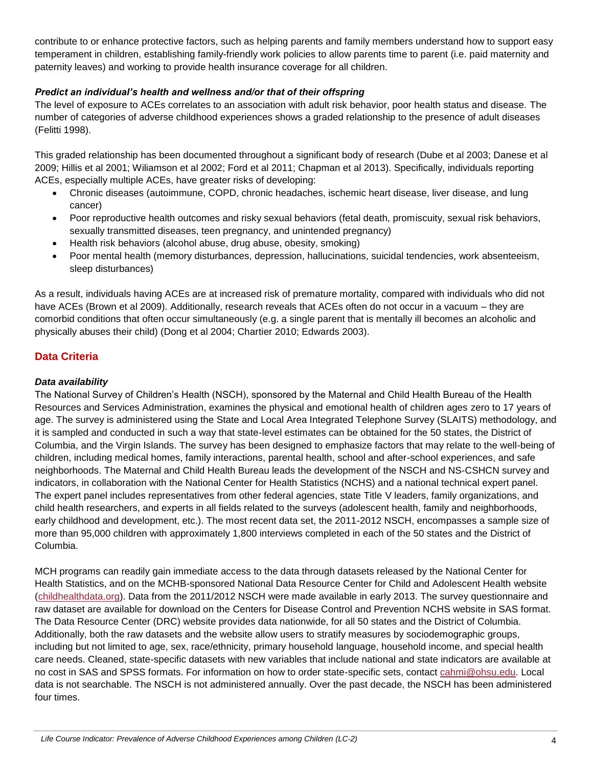contribute to or enhance protective factors, such as helping parents and family members understand how to support easy temperament in children, establishing family-friendly work policies to allow parents time to parent (i.e. paid maternity and paternity leaves) and working to provide health insurance coverage for all children.

### *Predict an individual's health and wellness and/or that of their offspring*

The level of exposure to ACEs correlates to an association with adult risk behavior, poor health status and disease. The number of categories of adverse childhood experiences shows a graded relationship to the presence of adult diseases (Felitti 1998).

This graded relationship has been documented throughout a significant body of research (Dube et al 2003; Danese et al 2009; Hillis et al 2001; Wiliamson et al 2002; Ford et al 2011; Chapman et al 2013). Specifically, individuals reporting ACEs, especially multiple ACEs, have greater risks of developing:

- Chronic diseases (autoimmune, COPD, chronic headaches, ischemic heart disease, liver disease, and lung cancer)
- Poor reproductive health outcomes and risky sexual behaviors (fetal death, promiscuity, sexual risk behaviors, sexually transmitted diseases, teen pregnancy, and unintended pregnancy)
- Health risk behaviors (alcohol abuse, drug abuse, obesity, smoking)
- Poor mental health (memory disturbances, depression, hallucinations, suicidal tendencies, work absenteeism, sleep disturbances)

As a result, individuals having ACEs are at increased risk of premature mortality, compared with individuals who did not have ACEs (Brown et al 2009). Additionally, research reveals that ACEs often do not occur in a vacuum – they are comorbid conditions that often occur simultaneously (e.g. a single parent that is mentally ill becomes an alcoholic and physically abuses their child) (Dong et al 2004; Chartier 2010; Edwards 2003).

## Data Criteria

### *Data availability*

The National Survey of Children's Health (NSCH), sponsored by the Maternal and Child Health Bureau of the Health Resources and Services Administration, examines the physical and emotional health of children ages zero to 17 years of age. The survey is administered using the State and Local Area Integrated Telephone Survey (SLAITS) methodology, and it is sampled and conducted in such a way that state-level estimates can be obtained for the 50 states, the District of Columbia, and the Virgin Islands. The survey has been designed to emphasize factors that may relate to the well-being of children, including medical homes, family interactions, parental health, school and after-school experiences, and safe neighborhoods. The Maternal and Child Health Bureau leads the development of the NSCH and NS-CSHCN survey and indicators, in collaboration with the National Center for Health Statistics (NCHS) and a national technical expert panel. The expert panel includes representatives from other federal agencies, state Title V leaders, family organizations, and child health researchers, and experts in all fields related to the surveys (adolescent health, family and neighborhoods, early childhood and development, etc.). The most recent data set, the 2011-2012 NSCH, encompasses a sample size of more than 95,000 children with approximately 1,800 interviews completed in each of the 50 states and the District of Columbia.

MCH programs can readily gain immediate access to the data through datasets released by the National Center for Health Statistics, and on the MCHB-sponsored National Data Resource Center for Child and Adolescent Health website (childhealthdata.org). Data from the 2011/2012 NSCH were made available in early 2013. The survey questionnaire and raw dataset are available for download on the Centers for Disease Control and Prevention NCHS website in SAS format. The Data Resource Center (DRC) website provides data nationwide, for all 50 states and the District of Columbia. Additionally, both the raw datasets and the website allow users to stratify measures by sociodemographic groups, including but not limited to age, sex, race/ethnicity, primary household language, household income, and special health care needs. Cleaned, state-specific datasets with new variables that include national and state indicators are available at no cost in SAS and SPSS formats. For information on how to order state-specific sets, contact cahmi@ohsu.edu. Local data is not searchable. The NSCH is not administered annually. Over the past decade, the NSCH has been administered four times.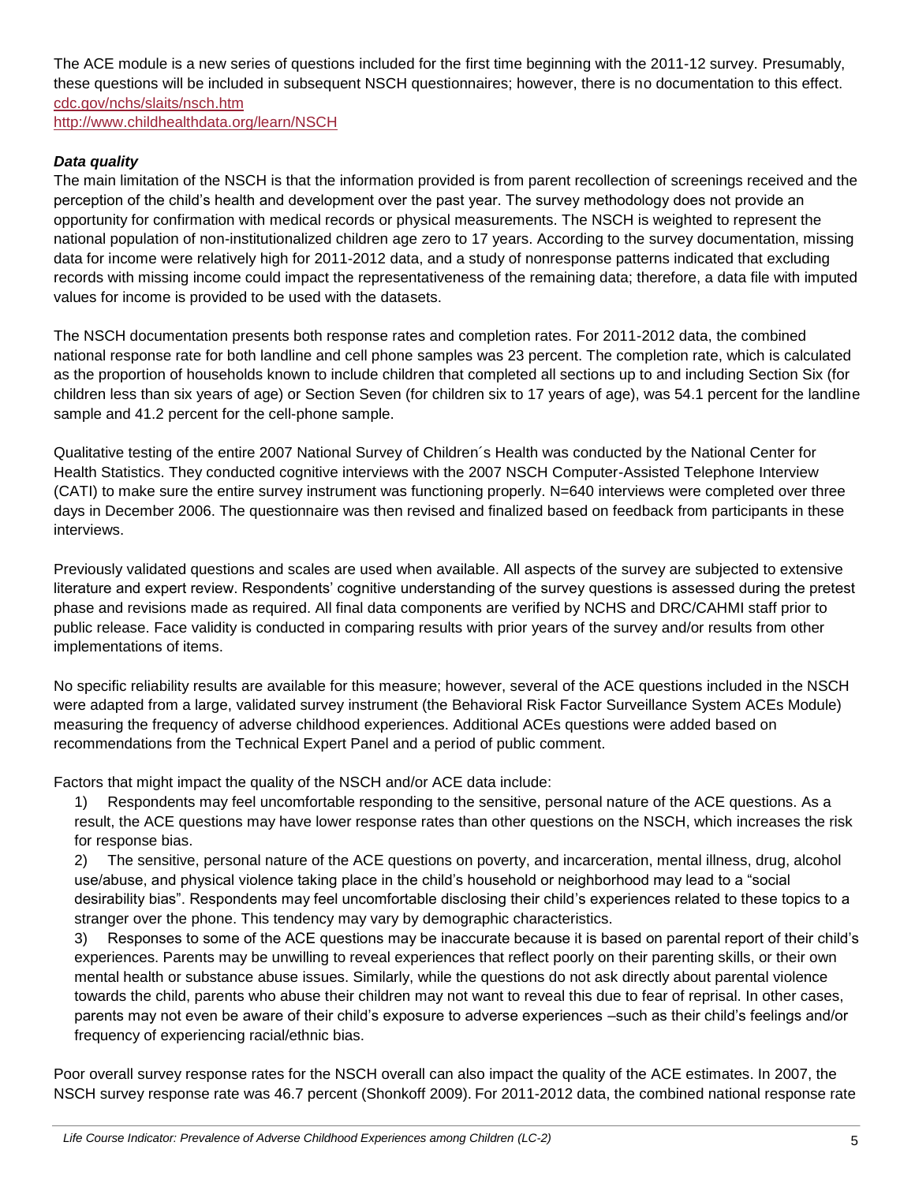The ACE module is a new series of questions included for the first time beginning with the 2011-12 survey. Presumably, these questions will be included in subsequent NSCH questionnaires; however, there is no documentation to this effect.
cdc.gov/nchs/slaits/nsch.htm
http://www.childhealthdata.org/learn/NSCH

***Data quality***

The main limitation of the NSCH is that the information provided is from parent recollection of screenings received and the perception of the child's health and development over the past year. The survey methodology does not provide an opportunity for confirmation with medical records or physical measurements. The NSCH is weighted to represent the national population of non-institutionalized children age zero to 17 years. According to the survey documentation, missing data for income were relatively high for 2011-2012 data, and a study of nonresponse patterns indicated that excluding records with missing income could impact the representativeness of the remaining data; therefore, a data file with imputed values for income is provided to be used with the datasets.

The NSCH documentation presents both response rates and completion rates. For 2011-2012 data, the combined national response rate for both landline and cell phone samples was 23 percent. The completion rate, which is calculated as the proportion of households known to include children that completed all sections up to and including Section Six (for children less than six years of age) or Section Seven (for children six to 17 years of age), was 54.1 percent for the landline sample and 41.2 percent for the cell-phone sample.

Qualitative testing of the entire 2007 National Survey of Children´s Health was conducted by the National Center for Health Statistics. They conducted cognitive interviews with the 2007 NSCH Computer-Assisted Telephone Interview (CATI) to make sure the entire survey instrument was functioning properly. N=640 interviews were completed over three days in December 2006. The questionnaire was then revised and finalized based on feedback from participants in these interviews.

Previously validated questions and scales are used when available. All aspects of the survey are subjected to extensive literature and expert review. Respondents' cognitive understanding of the survey questions is assessed during the pretest phase and revisions made as required. All final data components are verified by NCHS and DRC/CAHMI staff prior to public release. Face validity is conducted in comparing results with prior years of the survey and/or results from other implementations of items.

No specific reliability results are available for this measure; however, several of the ACE questions included in the NSCH were adapted from a large, validated survey instrument (the Behavioral Risk Factor Surveillance System ACEs Module) measuring the frequency of adverse childhood experiences. Additional ACEs questions were added based on recommendations from the Technical Expert Panel and a period of public comment.

Factors that might impact the quality of the NSCH and/or ACE data include:

1) Respondents may feel uncomfortable responding to the sensitive, personal nature of the ACE questions. As a result, the ACE questions may have lower response rates than other questions on the NSCH, which increases the risk for response bias.
2) The sensitive, personal nature of the ACE questions on poverty, and incarceration, mental illness, drug, alcohol use/abuse, and physical violence taking place in the child's household or neighborhood may lead to a "social desirability bias". Respondents may feel uncomfortable disclosing their child's experiences related to these topics to a stranger over the phone. This tendency may vary by demographic characteristics.
3) Responses to some of the ACE questions may be inaccurate because it is based on parental report of their child's experiences. Parents may be unwilling to reveal experiences that reflect poorly on their parenting skills, or their own mental health or substance abuse issues. Similarly, while the questions do not ask directly about parental violence towards the child, parents who abuse their children may not want to reveal this due to fear of reprisal. In other cases, parents may not even be aware of their child's exposure to adverse experiences –such as their child's feelings and/or frequency of experiencing racial/ethnic bias.

Poor overall survey response rates for the NSCH overall can also impact the quality of the ACE estimates. In 2007, the NSCH survey response rate was 46.7 percent (Shonkoff 2009). For 2011-2012 data, the combined national response rate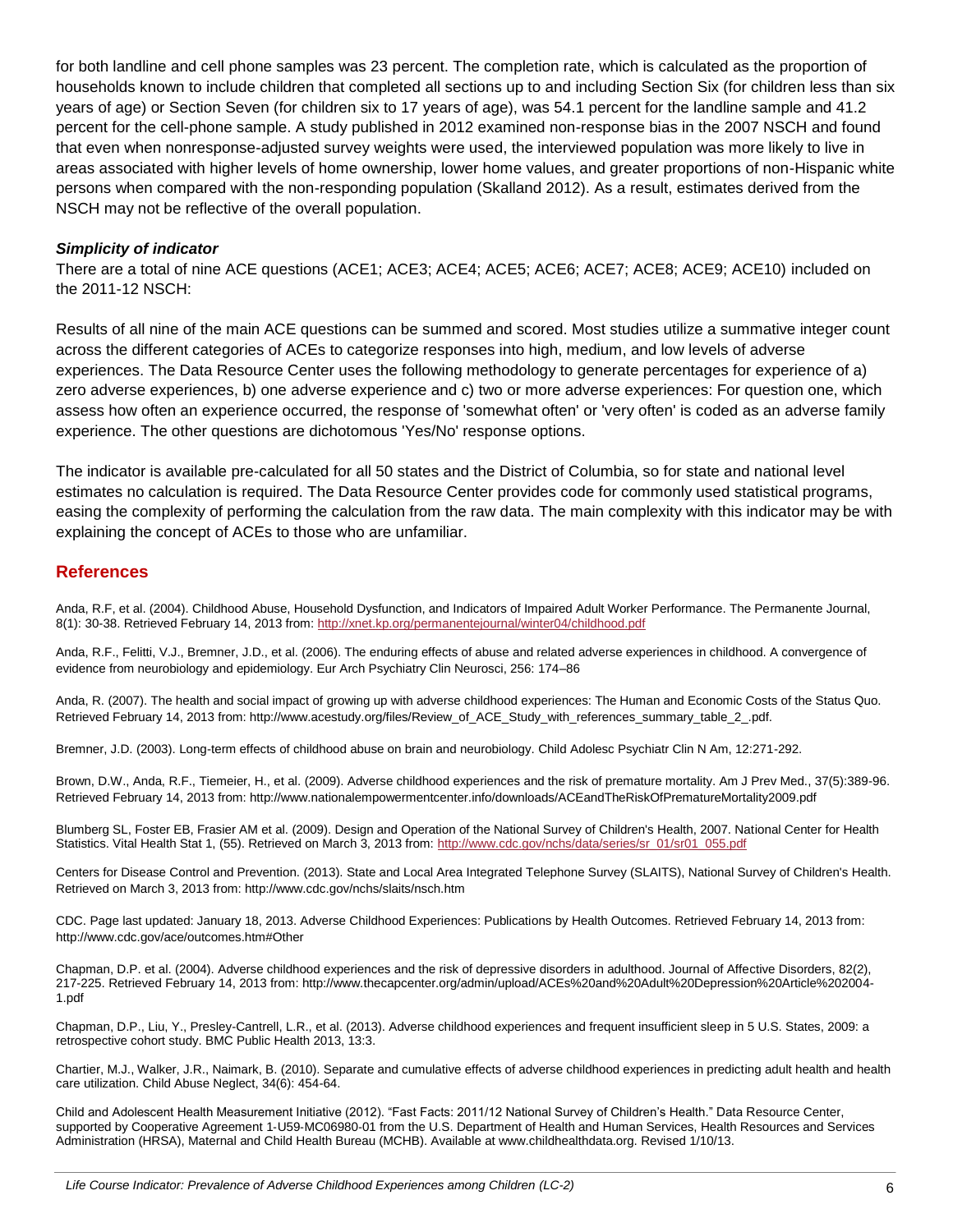for both landline and cell phone samples was 23 percent. The completion rate, which is calculated as the proportion of households known to include children that completed all sections up to and including Section Six (for children less than six years of age) or Section Seven (for children six to 17 years of age), was 54.1 percent for the landline sample and 41.2 percent for the cell-phone sample. A study published in 2012 examined non-response bias in the 2007 NSCH and found that even when nonresponse-adjusted survey weights were used, the interviewed population was more likely to live in areas associated with higher levels of home ownership, lower home values, and greater proportions of non-Hispanic white persons when compared with the non-responding population (Skalland 2012). As a result, estimates derived from the NSCH may not be reflective of the overall population.

***Simplicity of indicator***

There are a total of nine ACE questions (ACE1; ACE3; ACE4; ACE5; ACE6; ACE7; ACE8; ACE9; ACE10) included on the 2011-12 NSCH:

Results of all nine of the main ACE questions can be summed and scored. Most studies utilize a summative integer count across the different categories of ACEs to categorize responses into high, medium, and low levels of adverse experiences. The Data Resource Center uses the following methodology to generate percentages for experience of a) zero adverse experiences, b) one adverse experience and c) two or more adverse experiences: For question one, which assess how often an experience occurred, the response of 'somewhat often' or 'very often' is coded as an adverse family experience. The other questions are dichotomous 'Yes/No' response options.

The indicator is available pre-calculated for all 50 states and the District of Columbia, so for state and national level estimates no calculation is required. The Data Resource Center provides code for commonly used statistical programs, easing the complexity of performing the calculation from the raw data. The main complexity with this indicator may be with explaining the concept of ACEs to those who are unfamiliar.

## References

Anda, R.F, et al. (2004). Childhood Abuse, Household Dysfunction, and Indicators of Impaired Adult Worker Performance. The Permanente Journal, 8(1): 30-38. Retrieved February 14, 2013 from: http://xnet.kp.org/permanentejournal/winter04/childhood.pdf

Anda, R.F., Felitti, V.J., Bremner, J.D., et al. (2006). The enduring effects of abuse and related adverse experiences in childhood. A convergence of evidence from neurobiology and epidemiology. Eur Arch Psychiatry Clin Neurosci, 256: 174–86

Anda, R. (2007). The health and social impact of growing up with adverse childhood experiences: The Human and Economic Costs of the Status Quo. Retrieved February 14, 2013 from: http://www.acestudy.org/files/Review_of_ACE_Study_with_references_summary_table_2_.pdf.

Bremner, J.D. (2003). Long-term effects of childhood abuse on brain and neurobiology. Child Adolesc Psychiatr Clin N Am, 12:271-292.

Brown, D.W., Anda, R.F., Tiemeier, H., et al. (2009). Adverse childhood experiences and the risk of premature mortality. Am J Prev Med., 37(5):389-96. Retrieved February 14, 2013 from: http://www.nationalempowermentcenter.info/downloads/ACEandTheRiskOfPrematureMortality2009.pdf

Blumberg SL, Foster EB, Frasier AM et al. (2009). Design and Operation of the National Survey of Children's Health, 2007. National Center for Health Statistics. Vital Health Stat 1, (55). Retrieved on March 3, 2013 from: http://www.cdc.gov/nchs/data/series/sr_01/sr01_055.pdf

Centers for Disease Control and Prevention. (2013). State and Local Area Integrated Telephone Survey (SLAITS), National Survey of Children's Health. Retrieved on March 3, 2013 from: http://www.cdc.gov/nchs/slaits/nsch.htm

CDC. Page last updated: January 18, 2013. Adverse Childhood Experiences: Publications by Health Outcomes. Retrieved February 14, 2013 from: http://www.cdc.gov/ace/outcomes.htm#Other

Chapman, D.P. et al. (2004). Adverse childhood experiences and the risk of depressive disorders in adulthood. Journal of Affective Disorders, 82(2), 217-225. Retrieved February 14, 2013 from: http://www.thecapcenter.org/admin/upload/ACEs%20and%20Adult%20Depression%20Article%202004-1.pdf

Chapman, D.P., Liu, Y., Presley-Cantrell, L.R., et al. (2013). Adverse childhood experiences and frequent insufficient sleep in 5 U.S. States, 2009: a retrospective cohort study. BMC Public Health 2013, 13:3.

Chartier, M.J., Walker, J.R., Naimark, B. (2010). Separate and cumulative effects of adverse childhood experiences in predicting adult health and health care utilization. Child Abuse Neglect, 34(6): 454-64.

Child and Adolescent Health Measurement Initiative (2012). "Fast Facts: 2011/12 National Survey of Children's Health." Data Resource Center, supported by Cooperative Agreement 1-U59-MC06980-01 from the U.S. Department of Health and Human Services, Health Resources and Services Administration (HRSA), Maternal and Child Health Bureau (MCHB). Available at www.childhealthdata.org. Revised 1/10/13.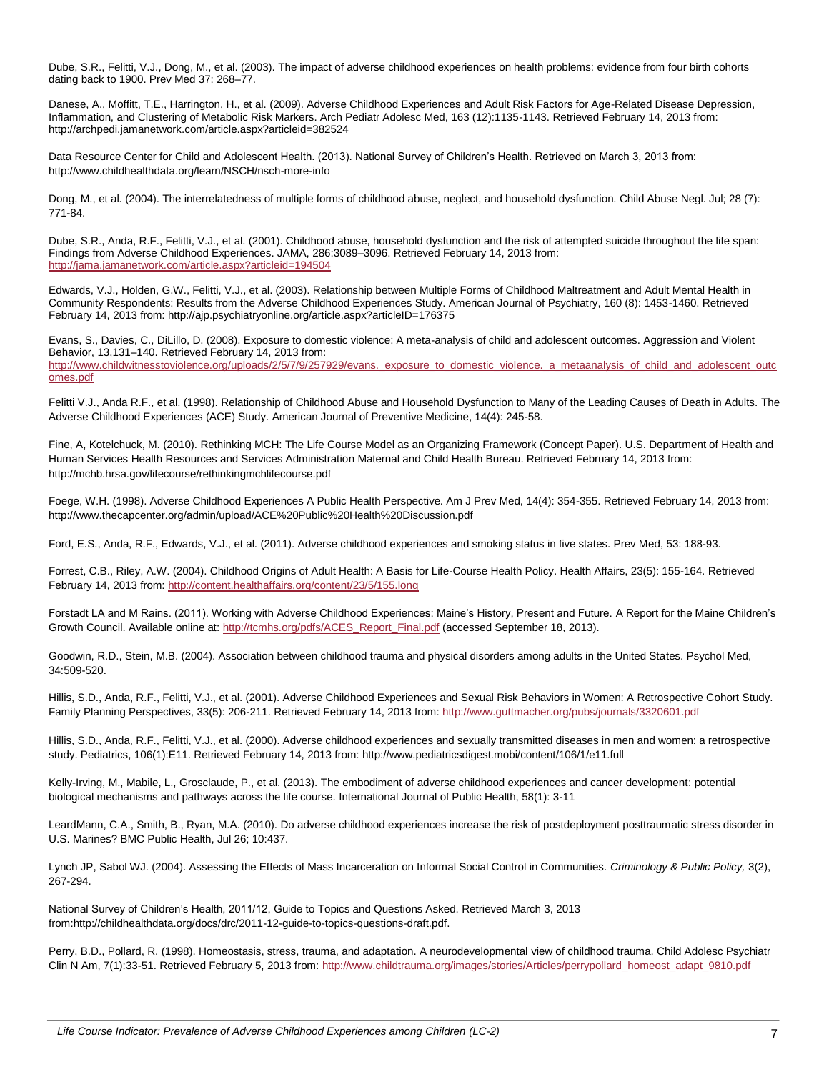Dube, S.R., Felitti, V.J., Dong, M., et al. (2003). The impact of adverse childhood experiences on health problems: evidence from four birth cohorts dating back to 1900. Prev Med 37: 268–77.

Danese, A., Moffitt, T.E., Harrington, H., et al. (2009). Adverse Childhood Experiences and Adult Risk Factors for Age-Related Disease Depression, Inflammation, and Clustering of Metabolic Risk Markers. Arch Pediatr Adolesc Med, 163 (12):1135-1143. Retrieved February 14, 2013 from: http://archpedi.jamanetwork.com/article.aspx?articleid=382524

Data Resource Center for Child and Adolescent Health. (2013). National Survey of Children's Health. Retrieved on March 3, 2013 from: http://www.childhealthdata.org/learn/NSCH/nsch-more-info

Dong, M., et al. (2004). The interrelatedness of multiple forms of childhood abuse, neglect, and household dysfunction. Child Abuse Negl. Jul; 28 (7): 771-84.

Dube, S.R., Anda, R.F., Felitti, V.J., et al. (2001). Childhood abuse, household dysfunction and the risk of attempted suicide throughout the life span: Findings from Adverse Childhood Experiences. JAMA, 286:3089–3096. Retrieved February 14, 2013 from: http://jama.jamanetwork.com/article.aspx?articleid=194504

Edwards, V.J., Holden, G.W., Felitti, V.J., et al. (2003). Relationship between Multiple Forms of Childhood Maltreatment and Adult Mental Health in Community Respondents: Results from the Adverse Childhood Experiences Study. American Journal of Psychiatry, 160 (8): 1453-1460. Retrieved February 14, 2013 from: http://ajp.psychiatryonline.org/article.aspx?articleID=176375

Evans, S., Davies, C., DiLillo, D. (2008). Exposure to domestic violence: A meta-analysis of child and adolescent outcomes. Aggression and Violent Behavior, 13,131–140. Retrieved February 14, 2013 from: http://www.childwitnesstoviolence.org/uploads/2/5/7/9/257929/evans._exposure_to_domestic_violence._a_metaanalysis_of_child_and_adolescent_outcomes.pdf

Felitti V.J., Anda R.F., et al. (1998). Relationship of Childhood Abuse and Household Dysfunction to Many of the Leading Causes of Death in Adults. The Adverse Childhood Experiences (ACE) Study. American Journal of Preventive Medicine, 14(4): 245-58.

Fine, A, Kotelchuck, M. (2010). Rethinking MCH: The Life Course Model as an Organizing Framework (Concept Paper). U.S. Department of Health and Human Services Health Resources and Services Administration Maternal and Child Health Bureau. Retrieved February 14, 2013 from: http://mchb.hrsa.gov/lifecourse/rethinkingmchlifecourse.pdf

Foege, W.H. (1998). Adverse Childhood Experiences A Public Health Perspective. Am J Prev Med, 14(4): 354-355. Retrieved February 14, 2013 from: http://www.thecapcenter.org/admin/upload/ACE%20Public%20Health%20Discussion.pdf

Ford, E.S., Anda, R.F., Edwards, V.J., et al. (2011). Adverse childhood experiences and smoking status in five states. Prev Med, 53: 188-93.

Forrest, C.B., Riley, A.W. (2004). Childhood Origins of Adult Health: A Basis for Life-Course Health Policy. Health Affairs, 23(5): 155-164. Retrieved February 14, 2013 from: http://content.healthaffairs.org/content/23/5/155.long

Forstadt LA and M Rains. (2011). Working with Adverse Childhood Experiences: Maine's History, Present and Future. A Report for the Maine Children's Growth Council. Available online at: http://tcmhs.org/pdfs/ACES_Report_Final.pdf (accessed September 18, 2013).

Goodwin, R.D., Stein, M.B. (2004). Association between childhood trauma and physical disorders among adults in the United States. Psychol Med, 34:509-520.

Hillis, S.D., Anda, R.F., Felitti, V.J., et al. (2001). Adverse Childhood Experiences and Sexual Risk Behaviors in Women: A Retrospective Cohort Study. Family Planning Perspectives, 33(5): 206-211. Retrieved February 14, 2013 from: http://www.guttmacher.org/pubs/journals/3320601.pdf

Hillis, S.D., Anda, R.F., Felitti, V.J., et al. (2000). Adverse childhood experiences and sexually transmitted diseases in men and women: a retrospective study. Pediatrics, 106(1):E11. Retrieved February 14, 2013 from: http://www.pediatricsdigest.mobi/content/106/1/e11.full

Kelly-Irving, M., Mabile, L., Grosclaude, P., et al. (2013). The embodiment of adverse childhood experiences and cancer development: potential biological mechanisms and pathways across the life course. International Journal of Public Health, 58(1): 3-11

LeardMann, C.A., Smith, B., Ryan, M.A. (2010). Do adverse childhood experiences increase the risk of postdeployment posttraumatic stress disorder in U.S. Marines? BMC Public Health, Jul 26; 10:437.

Lynch JP, Sabol WJ. (2004). Assessing the Effects of Mass Incarceration on Informal Social Control in Communities. *Criminology & Public Policy,* 3(2), 267-294.

National Survey of Children's Health, 2011/12, Guide to Topics and Questions Asked. Retrieved March 3, 2013 from:http://childhealthdata.org/docs/drc/2011-12-guide-to-topics-questions-draft.pdf.

Perry, B.D., Pollard, R. (1998). Homeostasis, stress, trauma, and adaptation. A neurodevelopmental view of childhood trauma. Child Adolesc Psychiatr Clin N Am, 7(1):33-51. Retrieved February 5, 2013 from: http://www.childtrauma.org/images/stories/Articles/perrypollard_homeost_adapt_9810.pdf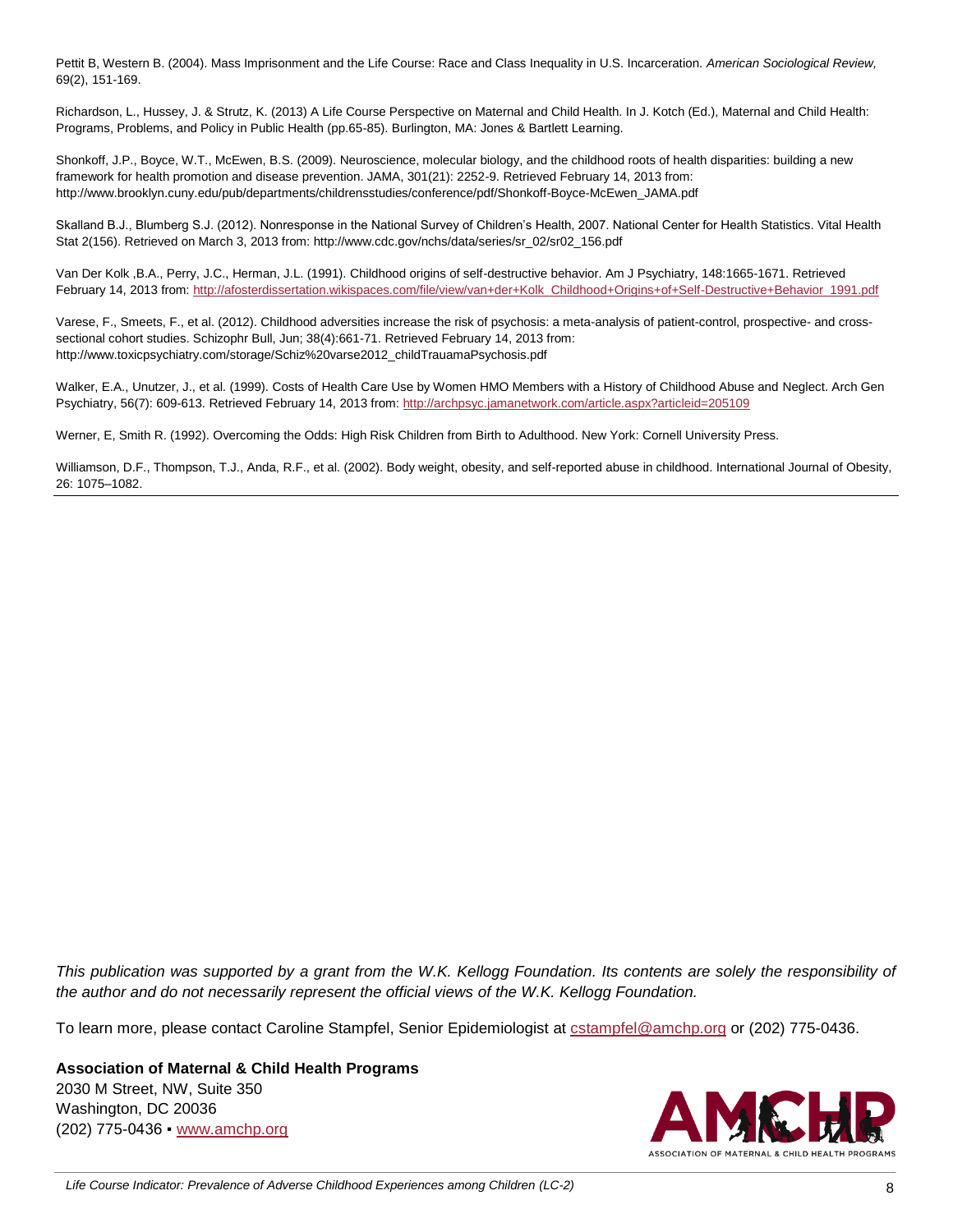Pettit B, Western B. (2004). Mass Imprisonment and the Life Course: Race and Class Inequality in U.S. Incarceration. *American Sociological Review,* 69(2), 151-169.

Richardson, L., Hussey, J. & Strutz, K. (2013) A Life Course Perspective on Maternal and Child Health. In J. Kotch (Ed.), Maternal and Child Health: Programs, Problems, and Policy in Public Health (pp.65-85). Burlington, MA: Jones & Bartlett Learning.

Shonkoff, J.P., Boyce, W.T., McEwen, B.S. (2009). Neuroscience, molecular biology, and the childhood roots of health disparities: building a new framework for health promotion and disease prevention. JAMA, 301(21): 2252-9. Retrieved February 14, 2013 from: http://www.brooklyn.cuny.edu/pub/departments/childrensstudies/conference/pdf/Shonkoff-Boyce-McEwen_JAMA.pdf

Skalland B.J., Blumberg S.J. (2012). Nonresponse in the National Survey of Children's Health, 2007. National Center for Health Statistics. Vital Health Stat 2(156). Retrieved on March 3, 2013 from: http://www.cdc.gov/nchs/data/series/sr_02/sr02_156.pdf

Van Der Kolk ,B.A., Perry, J.C., Herman, J.L. (1991). Childhood origins of self-destructive behavior. Am J Psychiatry, 148:1665-1671. Retrieved February 14, 2013 from: http://afosterdissertation.wikispaces.com/file/view/van+der+Kolk_Childhood+Origins+of+Self-Destructive+Behavior_1991.pdf

Varese, F., Smeets, F., et al. (2012). Childhood adversities increase the risk of psychosis: a meta-analysis of patient-control, prospective- and cross-sectional cohort studies. Schizophr Bull, Jun; 38(4):661-71. Retrieved February 14, 2013 from: http://www.toxicpsychiatry.com/storage/Schiz%20varse2012_childTrauamaPsychosis.pdf

Walker, E.A., Unutzer, J., et al. (1999). Costs of Health Care Use by Women HMO Members with a History of Childhood Abuse and Neglect. Arch Gen Psychiatry, 56(7): 609-613. Retrieved February 14, 2013 from: http://archpsyc.jamanetwork.com/article.aspx?articleid=205109

Werner, E, Smith R. (1992). Overcoming the Odds: High Risk Children from Birth to Adulthood. New York: Cornell University Press.

Williamson, D.F., Thompson, T.J., Anda, R.F., et al. (2002). Body weight, obesity, and self-reported abuse in childhood. International Journal of Obesity, 26: 1075–1082.

*This publication was supported by a grant from the W.K. Kellogg Foundation. Its contents are solely the responsibility of the author and do not necessarily represent the official views of the W.K. Kellogg Foundation.*

To learn more, please contact Caroline Stampfel, Senior Epidemiologist at cstampfel@amchp.org or (202) 775-0436.

**Association of Maternal & Child Health Programs**
2030 M Street, NW, Suite 350
Washington, DC 20036
(202) 775-0436 ▪ www.amchp.org

AMCHP
ASSOCIATION OF MATERNAL & CHILD HEALTH PROGRAMS